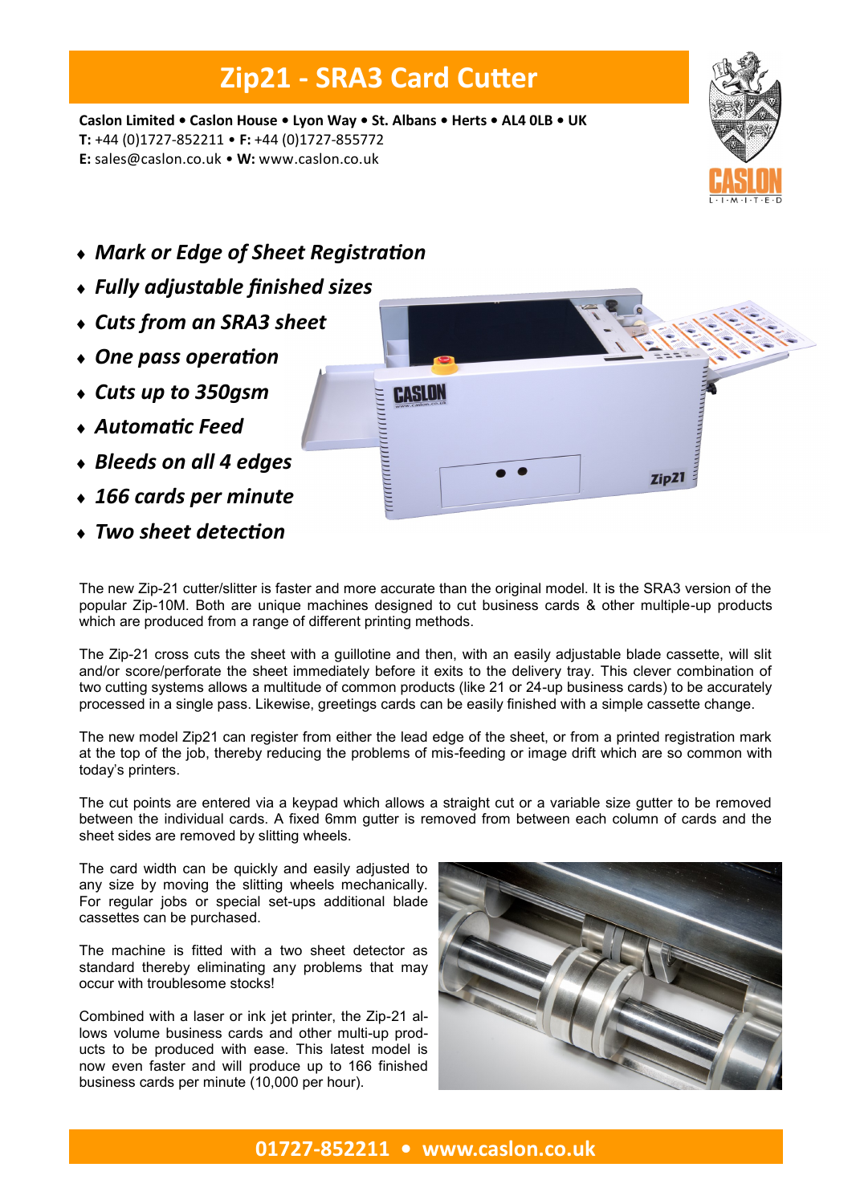# Zip21 - SRA3 Card Cutter

**Caslon Limited • Caslon House • Lyon Way • St. Albans • Herts • AL4 0LB • UK**
**T:** +44 (0)1727-852211 • **F:** +44 (0)1727-855772
**E:** sales@caslon.co.uk • **W:** www.caslon.co.uk

- ***Mark or Edge of Sheet Registration***
- ***Fully adjustable finished sizes***
- ***Cuts from an SRA3 sheet***
- ***One pass operation***
- ***Cuts up to 350gsm***
- ***Automatic Feed***
- ***Bleeds on all 4 edges***
- ***166 cards per minute***
- ***Two sheet detection***

The new Zip-21 cutter/slitter is faster and more accurate than the original model. It is the SRA3 version of the popular Zip-10M. Both are unique machines designed to cut business cards & other multiple-up products which are produced from a range of different printing methods.

The Zip-21 cross cuts the sheet with a guillotine and then, with an easily adjustable blade cassette, will slit and/or score/perforate the sheet immediately before it exits to the delivery tray. This clever combination of two cutting systems allows a multitude of common products (like 21 or 24-up business cards) to be accurately processed in a single pass. Likewise, greetings cards can be easily finished with a simple cassette change.

The new model Zip21 can register from either the lead edge of the sheet, or from a printed registration mark at the top of the job, thereby reducing the problems of mis-feeding or image drift which are so common with today's printers.

The cut points are entered via a keypad which allows a straight cut or a variable size gutter to be removed between the individual cards. A fixed 6mm gutter is removed from between each column of cards and the sheet sides are removed by slitting wheels.

The card width can be quickly and easily adjusted to any size by moving the slitting wheels mechanically. For regular jobs or special set-ups additional blade cassettes can be purchased.

The machine is fitted with a two sheet detector as standard thereby eliminating any problems that may occur with troublesome stocks!

Combined with a laser or ink jet printer, the Zip-21 allows volume business cards and other multi-up products to be produced with ease. This latest model is now even faster and will produce up to 166 finished business cards per minute (10,000 per hour).

**01727-852211 • www.caslon.co.uk**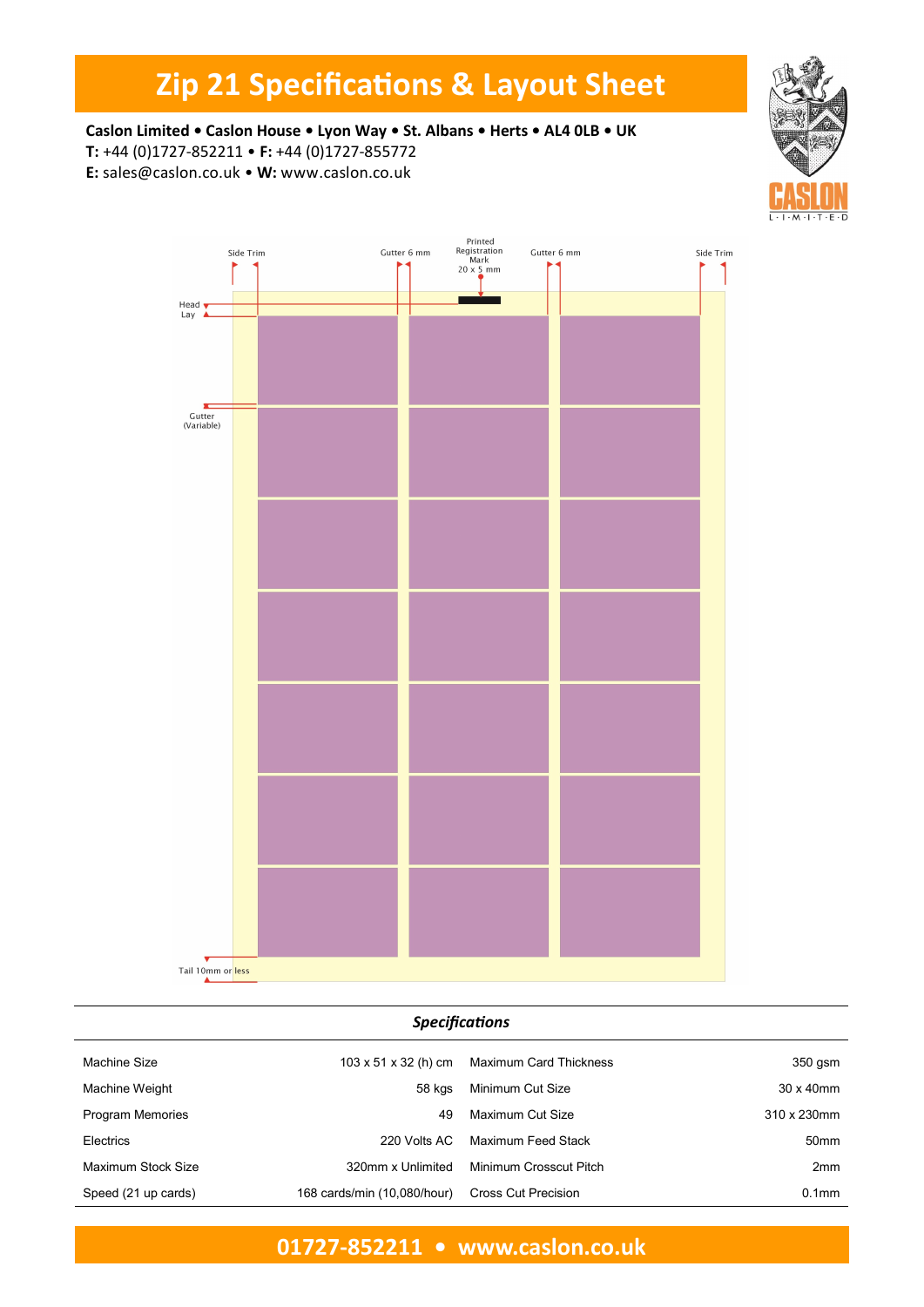# Zip 21 Specifications & Layout Sheet

**Caslon Limited • Caslon House • Lyon Way • St. Albans • Herts • AL4 0LB • UK**
**T:** +44 (0)1727-852211 • **F:** +44 (0)1727-855772
**E:** sales@caslon.co.uk • **W:** www.caslon.co.uk

Side Trim
Gutter 6 mm
Printed Registration Mark 20 x 5 mm
Gutter 6 mm
Side Trim
Head Lay
Gutter (Variable)
Tail 10mm or less

## *Specifications*

| | | | |
|---|---|---|---|
| Machine Size | 103 x 51 x 32 (h) cm | Maximum Card Thickness | 350 gsm |
| Machine Weight | 58 kgs | Minimum Cut Size | 30 x 40mm |
| Program Memories | 49 | Maximum Cut Size | 310 x 230mm |
| Electrics | 220 Volts AC | Maximum Feed Stack | 50mm |
| Maximum Stock Size | 320mm x Unlimited | Minimum Crosscut Pitch | 2mm |
| Speed (21 up cards) | 168 cards/min (10,080/hour) | Cross Cut Precision | 0.1mm |

**01727-852211 • www.caslon.co.uk**